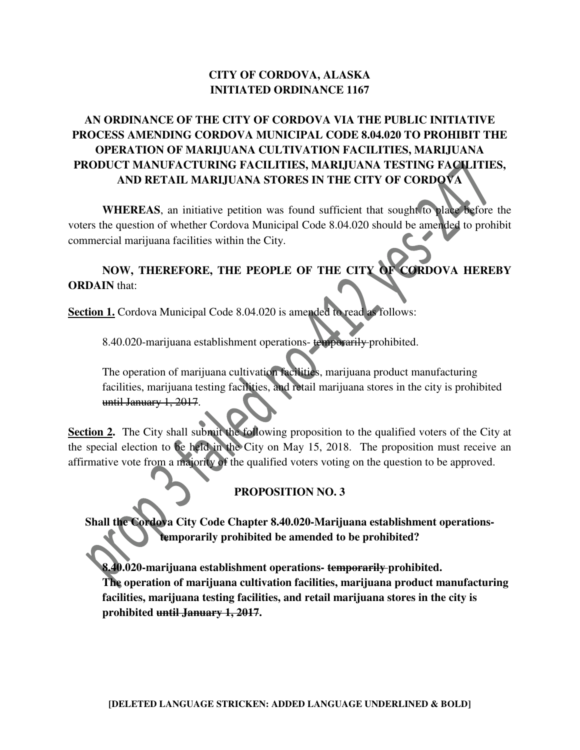**CITY OF CORDOVA, ALASKA**
**INITIATED ORDINANCE 1167**

# AN ORDINANCE OF THE CITY OF CORDOVA VIA THE PUBLIC INITIATIVE PROCESS AMENDING CORDOVA MUNICIPAL CODE 8.04.020 TO PROHIBIT THE OPERATION OF MARIJUANA CULTIVATION FACILITIES, MARIJUANA PRODUCT MANUFACTURING FACILITIES, MARIJUANA TESTING FACILITIES, AND RETAIL MARIJUANA STORES IN THE CITY OF CORDOVA

**WHEREAS**, an initiative petition was found sufficient that sought to place before the voters the question of whether Cordova Municipal Code 8.04.020 should be amended to prohibit commercial marijuana facilities within the City.

**NOW, THEREFORE, THE PEOPLE OF THE CITY OF CORDOVA HEREBY ORDAIN** that:

**Section 1.** Cordova Municipal Code 8.04.020 is amended to read as follows:

> 8.40.020-marijuana establishment operations- ~~temporarily~~ prohibited.
>
> The operation of marijuana cultivation facilities, marijuana product manufacturing facilities, marijuana testing facilities, and retail marijuana stores in the city is prohibited ~~until January 1, 2017~~.

**Section 2.** The City shall submit the following proposition to the qualified voters of the City at the special election to be held in the City on May 15, 2018. The proposition must receive an affirmative vote from a majority of the qualified voters voting on the question to be approved.

## PROPOSITION NO. 3

**Shall the Cordova City Code Chapter 8.40.020-Marijuana establishment operations-temporarily prohibited be amended to be prohibited?**

> **8.40.020-marijuana establishment operations- ~~temporarily~~ prohibited.**
> **The operation of marijuana cultivation facilities, marijuana product manufacturing facilities, marijuana testing facilities, and retail marijuana stores in the city is prohibited ~~until January 1, 2017~~.**

*prop 3 failed no-412 yes-247*

**[DELETED LANGUAGE STRICKEN: ADDED LANGUAGE UNDERLINED & BOLD]**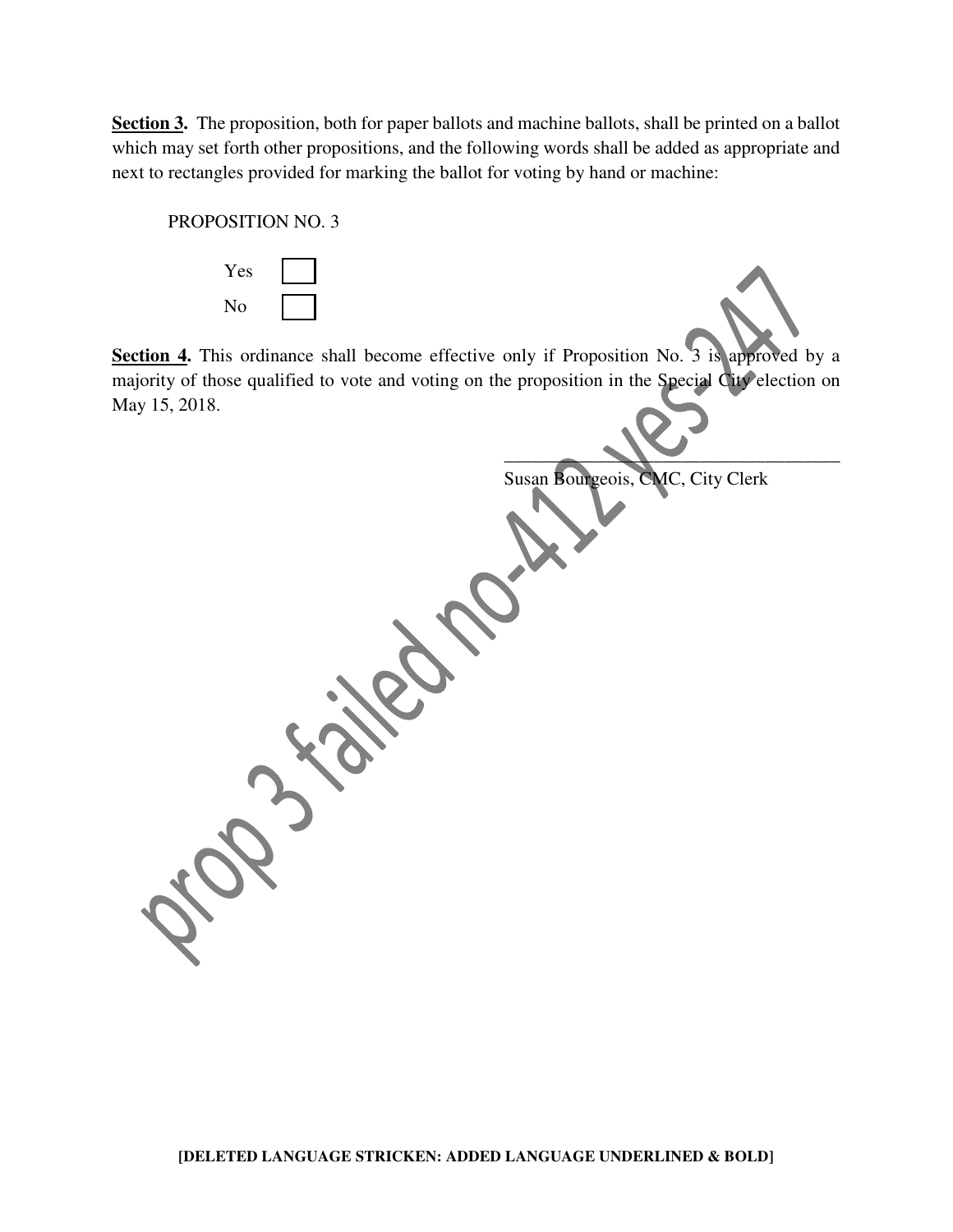**<u>Section 3</u>.** The proposition, both for paper ballots and machine ballots, shall be printed on a ballot which may set forth other propositions, and the following words shall be added as appropriate and next to rectangles provided for marking the ballot for voting by hand or machine:

PROPOSITION NO. 3

Yes ☐

No ☐

**<u>Section 4</u>.** This ordinance shall become effective only if Proposition No. 3 is approved by a majority of those qualified to vote and voting on the proposition in the Special City election on May 15, 2018.

\_\_\_\_\_\_\_\_\_\_\_\_\_\_\_\_\_\_\_\_\_\_\_\_\_\_\_\_\_\_\_\_\_\_\_\_

Susan Bourgeois, CMC, City Clerk

prop 3 failed no-412 yes-247

**[DELETED LANGUAGE STRICKEN: ADDED LANGUAGE UNDERLINED & BOLD]**